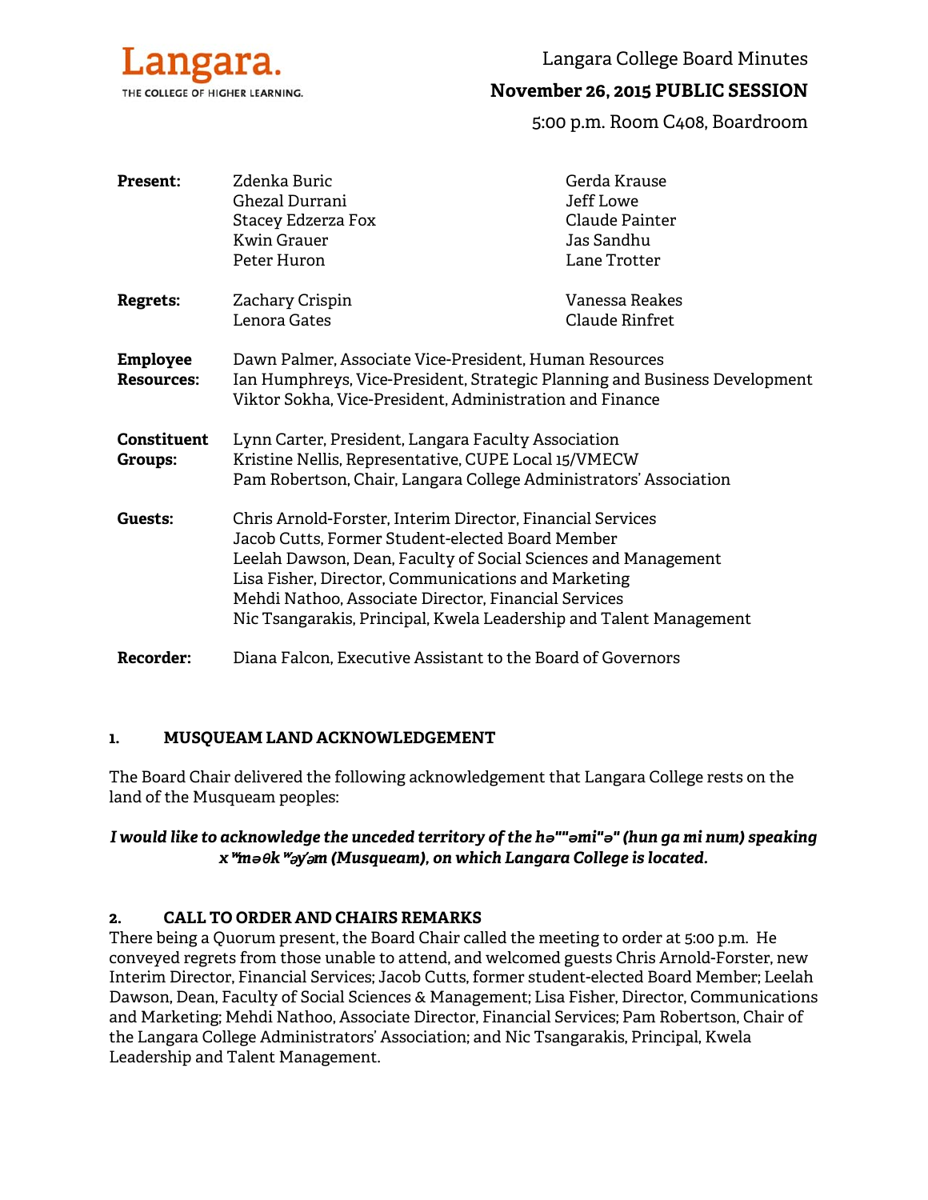Langara.
THE COLLEGE OF HIGHER LEARNING.

# Langara College Board Minutes

## November 26, 2015 PUBLIC SESSION

5:00 p.m. Room C408, Boardroom

**Present:** Zdenka Buric, Ghezal Durrani, Stacey Edzerza Fox, Kwin Grauer, Peter Huron, Gerda Krause, Jeff Lowe, Claude Painter, Jas Sandhu, Lane Trotter

**Regrets:** Zachary Crispin, Lenora Gates, Vanessa Reakes, Claude Rinfret

**Employee Resources:**
Dawn Palmer, Associate Vice-President, Human Resources
Ian Humphreys, Vice-President, Strategic Planning and Business Development
Viktor Sokha, Vice-President, Administration and Finance

**Constituent Groups:**
Lynn Carter, President, Langara Faculty Association
Kristine Nellis, Representative, CUPE Local 15/VMECW
Pam Robertson, Chair, Langara College Administrators' Association

**Guests:**
Chris Arnold-Forster, Interim Director, Financial Services
Jacob Cutts, Former Student-elected Board Member
Leelah Dawson, Dean, Faculty of Social Sciences and Management
Lisa Fisher, Director, Communications and Marketing
Mehdi Nathoo, Associate Director, Financial Services
Nic Tsangarakis, Principal, Kwela Leadership and Talent Management

**Recorder:** Diana Falcon, Executive Assistant to the Board of Governors

### 1. MUSQUEAM LAND ACKNOWLEDGEMENT

The Board Chair delivered the following acknowledgement that Langara College rests on the land of the Musqueam peoples:

***I would like to acknowledge the unceded territory of the hə""əmi"ə" (hun ga mi num) speaking xʷməθkʷəy̓əm (Musqueam), on which Langara College is located.***

### 2. CALL TO ORDER AND CHAIRS REMARKS

There being a Quorum present, the Board Chair called the meeting to order at 5:00 p.m. He conveyed regrets from those unable to attend, and welcomed guests Chris Arnold-Forster, new Interim Director, Financial Services; Jacob Cutts, former student-elected Board Member; Leelah Dawson, Dean, Faculty of Social Sciences & Management; Lisa Fisher, Director, Communications and Marketing; Mehdi Nathoo, Associate Director, Financial Services; Pam Robertson, Chair of the Langara College Administrators' Association; and Nic Tsangarakis, Principal, Kwela Leadership and Talent Management.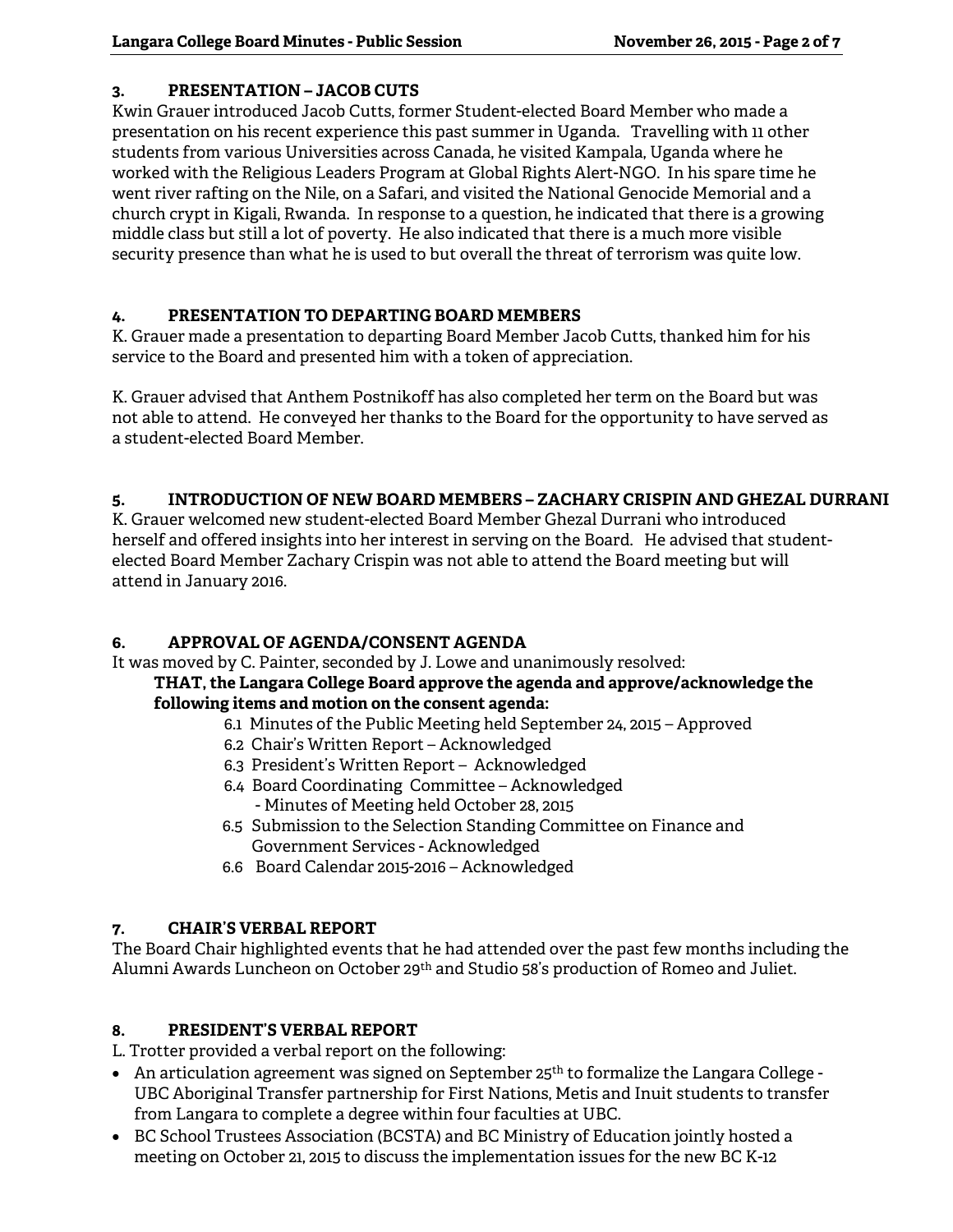### 3. PRESENTATION – JACOB CUTS

Kwin Grauer introduced Jacob Cutts, former Student-elected Board Member who made a presentation on his recent experience this past summer in Uganda. Travelling with 11 other students from various Universities across Canada, he visited Kampala, Uganda where he worked with the Religious Leaders Program at Global Rights Alert-NGO. In his spare time he went river rafting on the Nile, on a Safari, and visited the National Genocide Memorial and a church crypt in Kigali, Rwanda. In response to a question, he indicated that there is a growing middle class but still a lot of poverty. He also indicated that there is a much more visible security presence than what he is used to but overall the threat of terrorism was quite low.

### 4. PRESENTATION TO DEPARTING BOARD MEMBERS

K. Grauer made a presentation to departing Board Member Jacob Cutts, thanked him for his service to the Board and presented him with a token of appreciation.

K. Grauer advised that Anthem Postnikoff has also completed her term on the Board but was not able to attend. He conveyed her thanks to the Board for the opportunity to have served as a student-elected Board Member.

### 5. INTRODUCTION OF NEW BOARD MEMBERS – ZACHARY CRISPIN AND GHEZAL DURRANI

K. Grauer welcomed new student-elected Board Member Ghezal Durrani who introduced herself and offered insights into her interest in serving on the Board. He advised that student-elected Board Member Zachary Crispin was not able to attend the Board meeting but will attend in January 2016.

### 6. APPROVAL OF AGENDA/CONSENT AGENDA

It was moved by C. Painter, seconded by J. Lowe and unanimously resolved:

**THAT, the Langara College Board approve the agenda and approve/acknowledge the following items and motion on the consent agenda:**

- 6.1 Minutes of the Public Meeting held September 24, 2015 – Approved
- 6.2 Chair's Written Report – Acknowledged
- 6.3 President's Written Report – Acknowledged
- 6.4 Board Coordinating Committee – Acknowledged
  - Minutes of Meeting held October 28, 2015
- 6.5 Submission to the Selection Standing Committee on Finance and Government Services - Acknowledged
- 6.6 Board Calendar 2015-2016 – Acknowledged

### 7. CHAIR'S VERBAL REPORT

The Board Chair highlighted events that he had attended over the past few months including the Alumni Awards Luncheon on October 29th and Studio 58's production of Romeo and Juliet.

### 8. PRESIDENT'S VERBAL REPORT

L. Trotter provided a verbal report on the following:

- An articulation agreement was signed on September 25th to formalize the Langara College - UBC Aboriginal Transfer partnership for First Nations, Metis and Inuit students to transfer from Langara to complete a degree within four faculties at UBC.
- BC School Trustees Association (BCSTA) and BC Ministry of Education jointly hosted a meeting on October 21, 2015 to discuss the implementation issues for the new BC K-12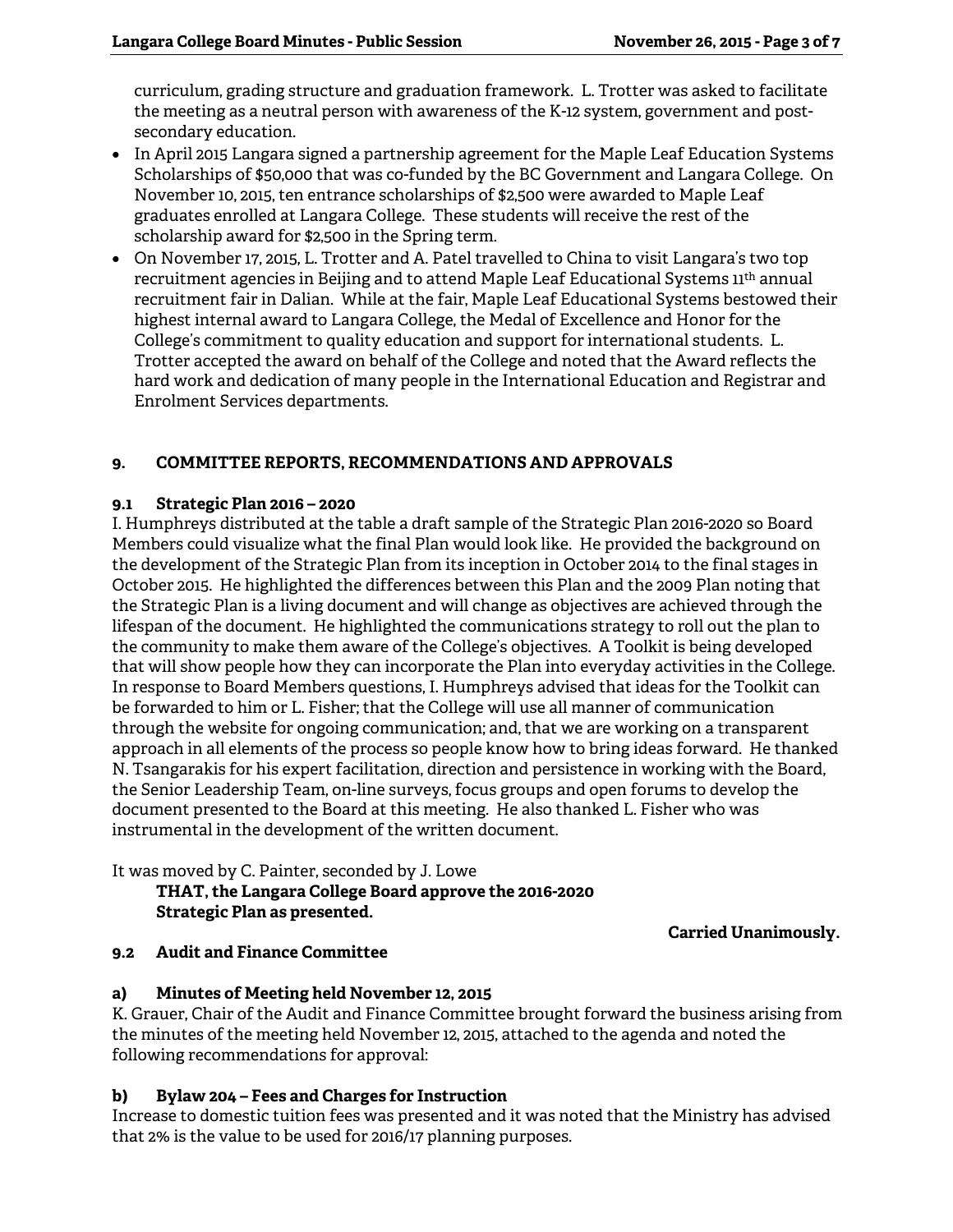curriculum, grading structure and graduation framework. L. Trotter was asked to facilitate the meeting as a neutral person with awareness of the K-12 system, government and post-secondary education.

- In April 2015 Langara signed a partnership agreement for the Maple Leaf Education Systems Scholarships of $50,000 that was co-funded by the BC Government and Langara College. On November 10, 2015, ten entrance scholarships of $2,500 were awarded to Maple Leaf graduates enrolled at Langara College. These students will receive the rest of the scholarship award for $2,500 in the Spring term.
- On November 17, 2015, L. Trotter and A. Patel travelled to China to visit Langara's two top recruitment agencies in Beijing and to attend Maple Leaf Educational Systems 11th annual recruitment fair in Dalian. While at the fair, Maple Leaf Educational Systems bestowed their highest internal award to Langara College, the Medal of Excellence and Honor for the College's commitment to quality education and support for international students. L. Trotter accepted the award on behalf of the College and noted that the Award reflects the hard work and dedication of many people in the International Education and Registrar and Enrolment Services departments.

## 9. COMMITTEE REPORTS, RECOMMENDATIONS AND APPROVALS

### 9.1 Strategic Plan 2016 – 2020

I. Humphreys distributed at the table a draft sample of the Strategic Plan 2016-2020 so Board Members could visualize what the final Plan would look like. He provided the background on the development of the Strategic Plan from its inception in October 2014 to the final stages in October 2015. He highlighted the differences between this Plan and the 2009 Plan noting that the Strategic Plan is a living document and will change as objectives are achieved through the lifespan of the document. He highlighted the communications strategy to roll out the plan to the community to make them aware of the College's objectives. A Toolkit is being developed that will show people how they can incorporate the Plan into everyday activities in the College. In response to Board Members questions, I. Humphreys advised that ideas for the Toolkit can be forwarded to him or L. Fisher; that the College will use all manner of communication through the website for ongoing communication; and, that we are working on a transparent approach in all elements of the process so people know how to bring ideas forward. He thanked N. Tsangarakis for his expert facilitation, direction and persistence in working with the Board, the Senior Leadership Team, on-line surveys, focus groups and open forums to develop the document presented to the Board at this meeting. He also thanked L. Fisher who was instrumental in the development of the written document.

It was moved by C. Painter, seconded by J. Lowe

> **THAT, the Langara College Board approve the 2016-2020 Strategic Plan as presented.**

**Carried Unanimously.**

### 9.2 Audit and Finance Committee

#### a) Minutes of Meeting held November 12, 2015

K. Grauer, Chair of the Audit and Finance Committee brought forward the business arising from the minutes of the meeting held November 12, 2015, attached to the agenda and noted the following recommendations for approval:

#### b) Bylaw 204 – Fees and Charges for Instruction

Increase to domestic tuition fees was presented and it was noted that the Ministry has advised that 2% is the value to be used for 2016/17 planning purposes.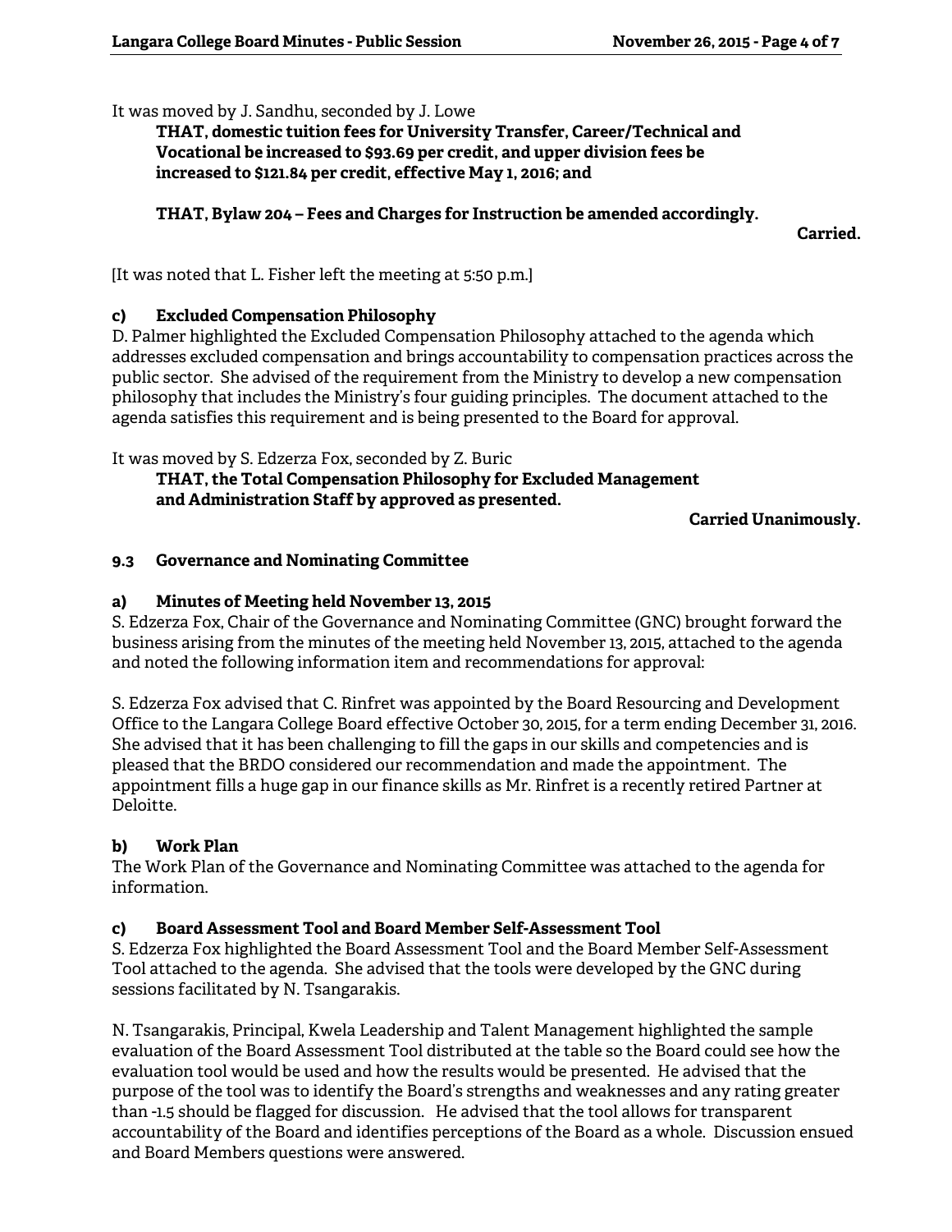It was moved by J. Sandhu, seconded by J. Lowe

> **THAT, domestic tuition fees for University Transfer, Career/Technical and Vocational be increased to $93.69 per credit, and upper division fees be increased to $121.84 per credit, effective May 1, 2016; and**
>
> **THAT, Bylaw 204 – Fees and Charges for Instruction be amended accordingly.**

**Carried.**

[It was noted that L. Fisher left the meeting at 5:50 p.m.]

### c) Excluded Compensation Philosophy

D. Palmer highlighted the Excluded Compensation Philosophy attached to the agenda which addresses excluded compensation and brings accountability to compensation practices across the public sector. She advised of the requirement from the Ministry to develop a new compensation philosophy that includes the Ministry's four guiding principles. The document attached to the agenda satisfies this requirement and is being presented to the Board for approval.

It was moved by S. Edzerza Fox, seconded by Z. Buric

> **THAT, the Total Compensation Philosophy for Excluded Management and Administration Staff by approved as presented.**

**Carried Unanimously.**

## 9.3 Governance and Nominating Committee

### a) Minutes of Meeting held November 13, 2015

S. Edzerza Fox, Chair of the Governance and Nominating Committee (GNC) brought forward the business arising from the minutes of the meeting held November 13, 2015, attached to the agenda and noted the following information item and recommendations for approval:

S. Edzerza Fox advised that C. Rinfret was appointed by the Board Resourcing and Development Office to the Langara College Board effective October 30, 2015, for a term ending December 31, 2016. She advised that it has been challenging to fill the gaps in our skills and competencies and is pleased that the BRDO considered our recommendation and made the appointment. The appointment fills a huge gap in our finance skills as Mr. Rinfret is a recently retired Partner at Deloitte.

### b) Work Plan

The Work Plan of the Governance and Nominating Committee was attached to the agenda for information.

### c) Board Assessment Tool and Board Member Self-Assessment Tool

S. Edzerza Fox highlighted the Board Assessment Tool and the Board Member Self-Assessment Tool attached to the agenda. She advised that the tools were developed by the GNC during sessions facilitated by N. Tsangarakis.

N. Tsangarakis, Principal, Kwela Leadership and Talent Management highlighted the sample evaluation of the Board Assessment Tool distributed at the table so the Board could see how the evaluation tool would be used and how the results would be presented. He advised that the purpose of the tool was to identify the Board's strengths and weaknesses and any rating greater than -1.5 should be flagged for discussion. He advised that the tool allows for transparent accountability of the Board and identifies perceptions of the Board as a whole. Discussion ensued and Board Members questions were answered.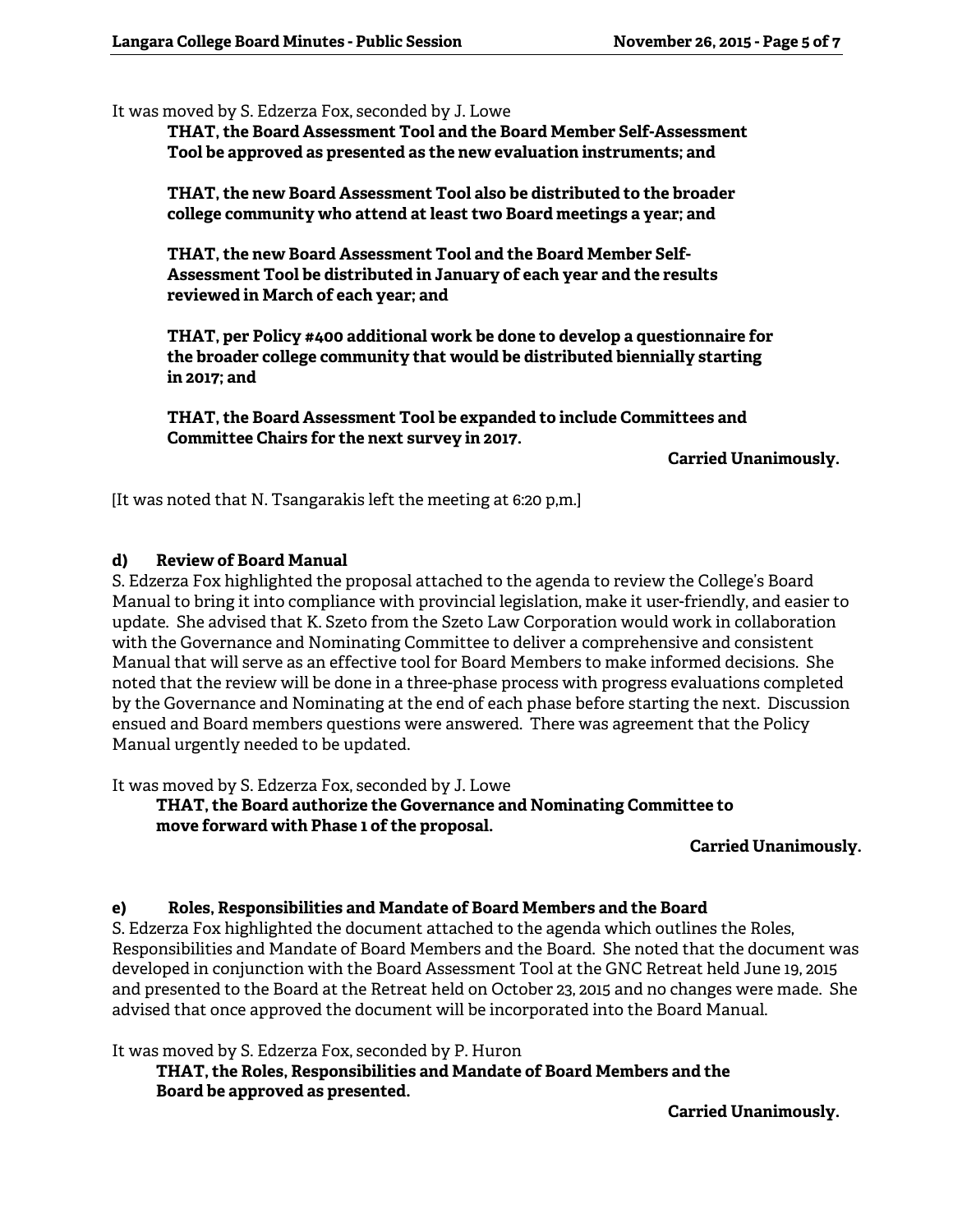It was moved by S. Edzerza Fox, seconded by J. Lowe

> **THAT, the Board Assessment Tool and the Board Member Self-Assessment Tool be approved as presented as the new evaluation instruments; and**
>
> **THAT, the new Board Assessment Tool also be distributed to the broader college community who attend at least two Board meetings a year; and**
>
> **THAT, the new Board Assessment Tool and the Board Member Self-Assessment Tool be distributed in January of each year and the results reviewed in March of each year; and**
>
> **THAT, per Policy #400 additional work be done to develop a questionnaire for the broader college community that would be distributed biennially starting in 2017; and**
>
> **THAT, the Board Assessment Tool be expanded to include Committees and Committee Chairs for the next survey in 2017.**

**Carried Unanimously.**

[It was noted that N. Tsangarakis left the meeting at 6:20 p,m.]

**d) Review of Board Manual**

S. Edzerza Fox highlighted the proposal attached to the agenda to review the College's Board Manual to bring it into compliance with provincial legislation, make it user-friendly, and easier to update. She advised that K. Szeto from the Szeto Law Corporation would work in collaboration with the Governance and Nominating Committee to deliver a comprehensive and consistent Manual that will serve as an effective tool for Board Members to make informed decisions. She noted that the review will be done in a three-phase process with progress evaluations completed by the Governance and Nominating at the end of each phase before starting the next. Discussion ensued and Board members questions were answered. There was agreement that the Policy Manual urgently needed to be updated.

It was moved by S. Edzerza Fox, seconded by J. Lowe

> **THAT, the Board authorize the Governance and Nominating Committee to move forward with Phase 1 of the proposal.**

**Carried Unanimously.**

**e) Roles, Responsibilities and Mandate of Board Members and the Board**

S. Edzerza Fox highlighted the document attached to the agenda which outlines the Roles, Responsibilities and Mandate of Board Members and the Board. She noted that the document was developed in conjunction with the Board Assessment Tool at the GNC Retreat held June 19, 2015 and presented to the Board at the Retreat held on October 23, 2015 and no changes were made. She advised that once approved the document will be incorporated into the Board Manual.

It was moved by S. Edzerza Fox, seconded by P. Huron

> **THAT, the Roles, Responsibilities and Mandate of Board Members and the Board be approved as presented.**

**Carried Unanimously.**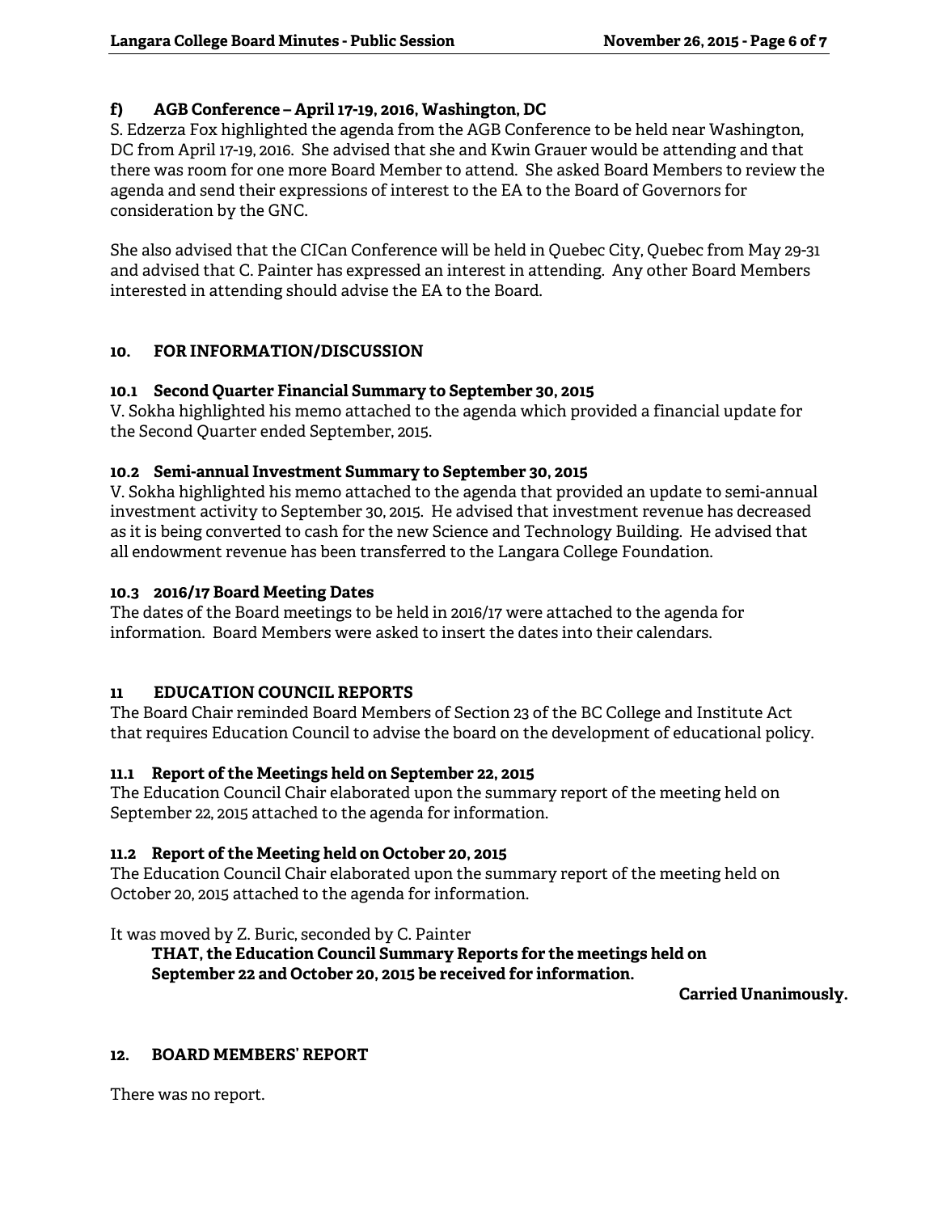#### f) AGB Conference – April 17-19, 2016, Washington, DC

S. Edzerza Fox highlighted the agenda from the AGB Conference to be held near Washington, DC from April 17-19, 2016. She advised that she and Kwin Grauer would be attending and that there was room for one more Board Member to attend. She asked Board Members to review the agenda and send their expressions of interest to the EA to the Board of Governors for consideration by the GNC.

She also advised that the CICan Conference will be held in Quebec City, Quebec from May 29-31 and advised that C. Painter has expressed an interest in attending. Any other Board Members interested in attending should advise the EA to the Board.

## 10. FOR INFORMATION/DISCUSSION

### 10.1 Second Quarter Financial Summary to September 30, 2015

V. Sokha highlighted his memo attached to the agenda which provided a financial update for the Second Quarter ended September, 2015.

### 10.2 Semi-annual Investment Summary to September 30, 2015

V. Sokha highlighted his memo attached to the agenda that provided an update to semi-annual investment activity to September 30, 2015. He advised that investment revenue has decreased as it is being converted to cash for the new Science and Technology Building. He advised that all endowment revenue has been transferred to the Langara College Foundation.

### 10.3 2016/17 Board Meeting Dates

The dates of the Board meetings to be held in 2016/17 were attached to the agenda for information. Board Members were asked to insert the dates into their calendars.

## 11 EDUCATION COUNCIL REPORTS

The Board Chair reminded Board Members of Section 23 of the BC College and Institute Act that requires Education Council to advise the board on the development of educational policy.

### 11.1 Report of the Meetings held on September 22, 2015

The Education Council Chair elaborated upon the summary report of the meeting held on September 22, 2015 attached to the agenda for information.

### 11.2 Report of the Meeting held on October 20, 2015

The Education Council Chair elaborated upon the summary report of the meeting held on October 20, 2015 attached to the agenda for information.

It was moved by Z. Buric, seconded by C. Painter

> **THAT, the Education Council Summary Reports for the meetings held on September 22 and October 20, 2015 be received for information.**

**Carried Unanimously.**

## 12. BOARD MEMBERS' REPORT

There was no report.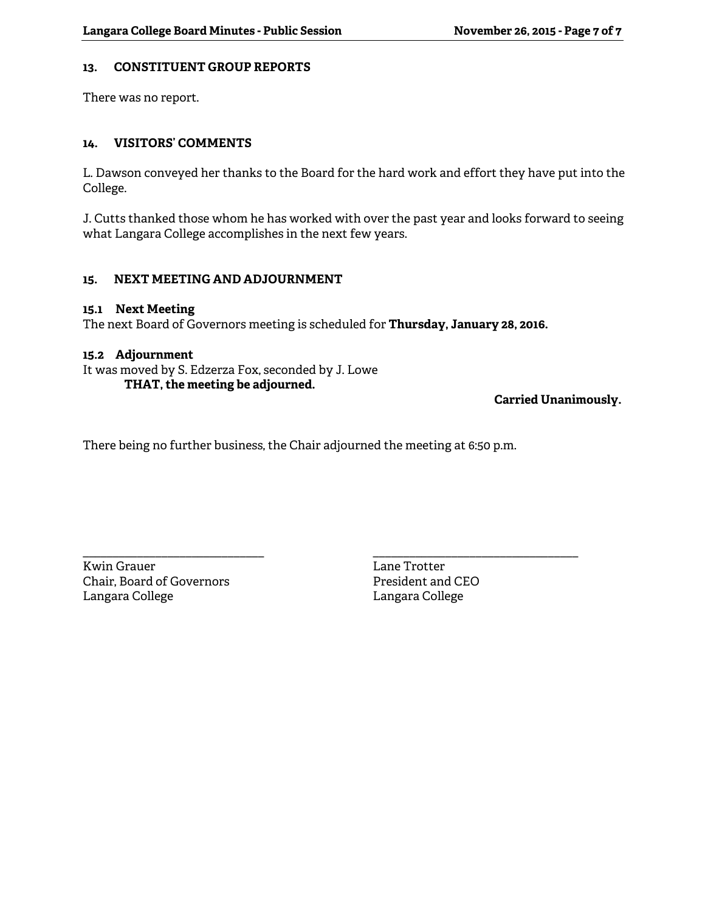## 13. CONSTITUENT GROUP REPORTS

There was no report.

## 14. VISITORS' COMMENTS

L. Dawson conveyed her thanks to the Board for the hard work and effort they have put into the College.

J. Cutts thanked those whom he has worked with over the past year and looks forward to seeing what Langara College accomplishes in the next few years.

## 15. NEXT MEETING AND ADJOURNMENT

### 15.1 Next Meeting

The next Board of Governors meeting is scheduled for **Thursday, January 28, 2016.**

### 15.2 Adjournment

It was moved by S. Edzerza Fox, seconded by J. Lowe

**THAT, the meeting be adjourned.**

**Carried Unanimously.**

There being no further business, the Chair adjourned the meeting at 6:50 p.m.

_______________________________
Kwin Grauer
Chair, Board of Governors
Langara College

_______________________________
Lane Trotter
President and CEO
Langara College